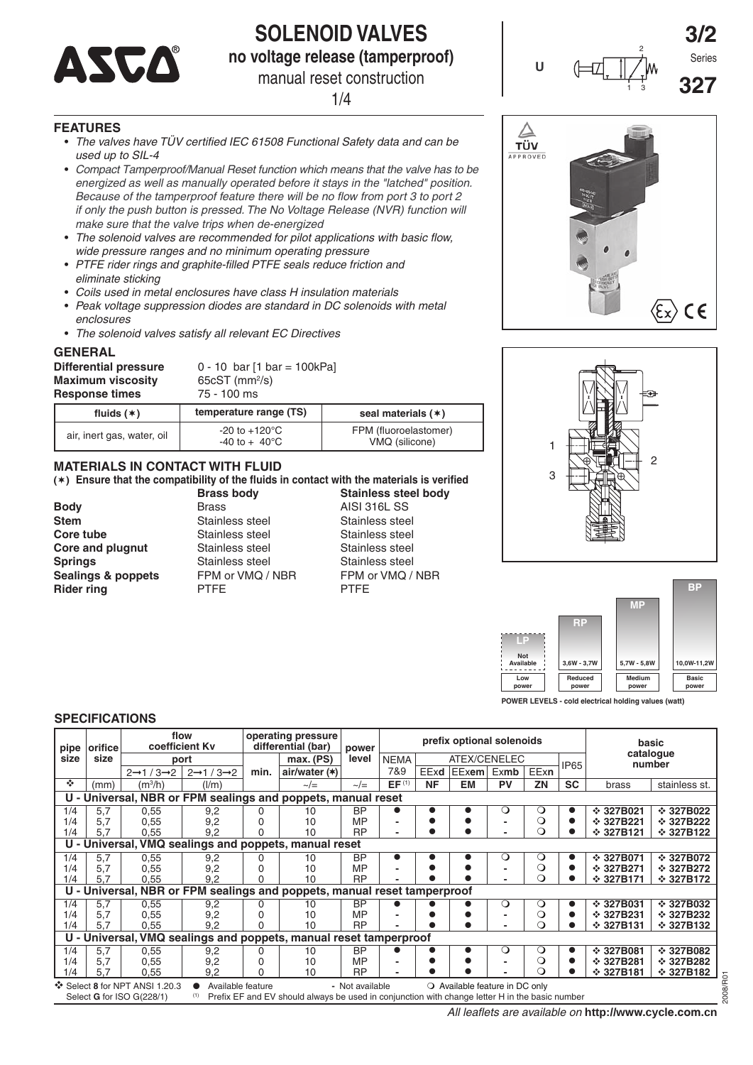# SOLENOID VALVES

## no voltage release (tamperproof)

manual reset construction

1/4

**3/2** Series **327**

U

### FEATURES

- *The valves have TÜV certified IEC 61508 Functional Safety data and can be used up to SIL-4*
- *Compact Tamperproof/Manual Reset function which means that the valve has to be energized as well as manually operated before it stays in the "latched" position. Because of the tamperproof feature there will be no flow from port 3 to port 2 if only the push button is pressed. The No Voltage Release (NVR) function will make sure that the valve trips when de-energized*
- *The solenoid valves are recommended for pilot applications with basic flow, wide pressure ranges and no minimum operating pressure*
- *PTFE rider rings and graphite-filled PTFE seals reduce friction and eliminate sticking*
- *Coils used in metal enclosures have class H insulation materials*
- *Peak voltage suppression diodes are standard in DC solenoids with metal enclosures*
- *The solenoid valves satisfy all relevant EC Directives*

### GENERAL

**Differential pressure** 0 - 10 bar [1 bar = 100kPa]
**Maximum viscosity** 65cST (mm²/s)
**Response times** 75 - 100 ms

| fluids (∗) | temperature range (TS) | seal materials (∗) |
|---|---|---|
| air, inert gas, water, oil | -20 to +120°C<br>-40 to + 40°C | FPM (fluoroelastomer)<br>VMQ (silicone) |

### MATERIALS IN CONTACT WITH FLUID

**(∗) Ensure that the compatibility of the fluids in contact with the materials is verified**

| | Brass body | Stainless steel body |
|---|---|---|
| **Body** | Brass | AISI 316L SS |
| **Stem** | Stainless steel | Stainless steel |
| **Core tube** | Stainless steel | Stainless steel |
| **Core and plugnut** | Stainless steel | Stainless steel |
| **Springs** | Stainless steel | Stainless steel |
| **Sealings & poppets** | FPM or VMQ / NBR | FPM or VMQ / NBR |
| **Rider ring** | PTFE | PTFE |

| LP | RP | MP | BP |
|---|---|---|---|
| Not Available | 3,6W - 3,7W | 5,7W - 5,8W | 10,0W-11,2W |
| Low power | Reduced power | Medium power | Basic power |

**POWER LEVELS - cold electrical holding values (watt)**

### SPECIFICATIONS

| pipe size | orifice size | flow coefficient Kv port 2→1 / 3→2 | flow coefficient Kv port 2→1 / 3→2 | operating pressure differential (bar) min. | operating pressure differential (bar) max. (PS) air/water (∗) | power level | NEMA 7&9 | EExd | EExem | Exmb | EExn | IP65 | basic catalogue number brass | basic catalogue number stainless st. |
|---|---|---|---|---|---|---|---|---|---|---|---|---|---|---|
| ❖ | (mm) | (m³/h) | (l/m) | | ~/= | ~/= | EF (1) | NF | EM | PV | ZN | SC | brass | stainless st. |
| **U - Universal, NBR or FPM sealings and poppets, manual reset** | | | | | | | | | | | | | | |
| 1/4 | 5,7 | 0,55 | 9,2 | 0 | 10 | BP | ● | ● | ● | ❍ | ❍ | ● | ❖ 327B021 | ❖ 327B022 |
| 1/4 | 5,7 | 0,55 | 9,2 | 0 | 10 | MP | - | ● | ● | - | ❍ | ● | ❖ 327B221 | ❖ 327B222 |
| 1/4 | 5,7 | 0,55 | 9,2 | 0 | 10 | RP | - | ● | ● | - | ❍ | ● | ❖ 327B121 | ❖ 327B122 |
| **U - Universal, VMQ sealings and poppets, manual reset** | | | | | | | | | | | | | | |
| 1/4 | 5,7 | 0,55 | 9,2 | 0 | 10 | BP | ● | ● | ● | ❍ | ❍ | ● | ❖ 327B071 | ❖ 327B072 |
| 1/4 | 5,7 | 0,55 | 9,2 | 0 | 10 | MP | - | ● | ● | - | ❍ | ● | ❖ 327B271 | ❖ 327B272 |
| 1/4 | 5,7 | 0,55 | 9,2 | 0 | 10 | RP | - | ● | ● | - | ❍ | ● | ❖ 327B171 | ❖ 327B172 |
| **U - Universal, NBR or FPM sealings and poppets, manual reset tamperproof** | | | | | | | | | | | | | | |
| 1/4 | 5,7 | 0,55 | 9,2 | 0 | 10 | BP | ● | ● | ● | ❍ | ❍ | ● | ❖ 327B031 | ❖ 327B032 |
| 1/4 | 5,7 | 0,55 | 9,2 | 0 | 10 | MP | - | ● | ● | - | ❍ | ● | ❖ 327B231 | ❖ 327B232 |
| 1/4 | 5,7 | 0,55 | 9,2 | 0 | 10 | RP | - | ● | ● | - | ❍ | ● | ❖ 327B131 | ❖ 327B132 |
| **U - Universal, VMQ sealings and poppets, manual reset tamperproof** | | | | | | | | | | | | | | |
| 1/4 | 5,7 | 0,55 | 9,2 | 0 | 10 | BP | ● | ● | ● | ❍ | ❍ | ● | ❖ 327B081 | ❖ 327B082 |
| 1/4 | 5,7 | 0,55 | 9,2 | 0 | 10 | MP | - | ● | ● | - | ❍ | ● | ❖ 327B281 | ❖ 327B282 |
| 1/4 | 5,7 | 0,55 | 9,2 | 0 | 10 | RP | - | ● | ● | - | ❍ | ● | ❖ 327B181 | ❖ 327B182 |

Prefix optional solenoids: NEMA 7&9; ATEX/CENELEC (EExd, EExem, Exmb, EExn); IP65.

❖ Select **8** for NPT ANSI 1.20.3 ● Available feature - Not available ❍ Available feature in DC only
Select **G** for ISO G(228/1) (1) Prefix EF and EV should always be used in conjunction with change letter H in the basic number

2008/R01

*All leaflets are available on* **http://www.cycle.com.cn**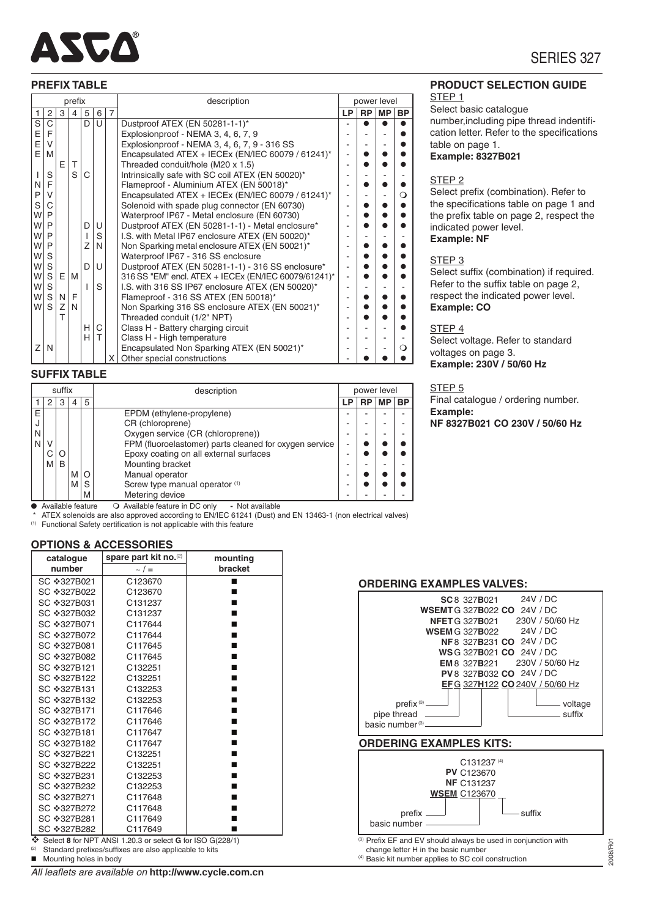# SERIES 327

## PREFIX TABLE

| prefix | | | | | | | description | power level | | | |
|---|---|---|---|---|---|---|---|---|---|---|---|
| 1 | 2 | 3 | 4 | 5 | 6 | 7 | | LP | RP | MP | BP |
| S | C | | | D | U | | Dustproof ATEX (EN 50281-1-1)* | - | ● | ● | ● |
| E | F | | | | | | Explosionproof - NEMA 3, 4, 6, 7, 9 | - | - | - | ● |
| E | V | | | | | | Explosionproof - NEMA 3, 4, 6, 7, 9 - 316 SS | - | - | - | ● |
| E | M | | | | | | Encapsulated ATEX + IECEx (EN/IEC 60079 / 61241)* | - | ● | ● | ● |
| | | E | T | | | | Threaded conduit/hole (M20 x 1.5) | - | ● | ● | ● |
| I | S | | S | C | | | Intrinsically safe with SC coil ATEX (EN 50020)* | - | - | - | - |
| N | F | | | | | | Flameproof - Aluminium ATEX (EN 50018)* | - | ● | ● | ● |
| P | V | | | | | | Encapsulated ATEX + IECEx (EN/IEC 60079 / 61241)* | - | - | - | ○ |
| S | C | | | | | | Solenoid with spade plug connector (EN 60730) | - | ● | ● | ● |
| W | P | | | | | | Waterproof IP67 - Metal enclosure (EN 60730) | - | ● | ● | ● |
| W | P | | | D | U | | Dustproof ATEX (EN 50281-1-1) - Metal enclosure* | - | ● | ● | ● |
| W | P | | | I | S | | I.S. with Metal IP67 enclosure ATEX (EN 50020)* | - | - | - | - |
| W | P | | | Z | N | | Non Sparking metal enclosure ATEX (EN 50021)* | - | ● | ● | ● |
| W | S | | | | | | Waterproof IP67 - 316 SS enclosure | - | ● | ● | ● |
| W | S | | | D | U | | Dustproof ATEX (EN 50281-1-1) - 316 SS enclosure* | - | ● | ● | ● |
| W | S | E | M | | | | 316 SS "EM" encl. ATEX + IECEx (EN/IEC 60079/61241)* | - | ● | ● | ● |
| W | S | | | I | S | | I.S. with 316 SS IP67 enclosure ATEX (EN 50020)* | - | - | - | - |
| W | S | N | F | | | | Flameproof - 316 SS ATEX (EN 50018)* | - | ● | ● | ● |
| W | S | Z | N | | | | Non Sparking 316 SS enclosure ATEX (EN 50021)* | - | ● | ● | ● |
| | | T | | | | | Threaded conduit (1/2" NPT) | - | ● | ● | ● |
| | | | | H | C | | Class H - Battery charging circuit | - | - | - | ● |
| | | | | H | T | | Class H - High temperature | - | - | - | - |
| Z | N | | | | | | Encapsulated Non Sparking ATEX (EN 50021)* | - | - | - | ○ |
| | | | | | | X | Other special constructions | - | ● | ● | ● |

## SUFFIX TABLE

| suffix | | | | | description | power level | | | |
|---|---|---|---|---|---|---|---|---|---|
| 1 | 2 | 3 | 4 | 5 | | LP | RP | MP | BP |
| E | | | | | EPDM (ethylene-propylene) | - | - | - | - |
| J | | | | | CR (chloroprene) | - | - | - | - |
| N | | | | | Oxygen service (CR (chloroprene)) | - | - | - | - |
| N | V | | | | FPM (fluoroelastomer) parts cleaned for oxygen service | - | ● | ● | ● |
| | C | O | | | Epoxy coating on all external surfaces | - | ● | ● | ● |
| | M | B | | | Mounting bracket | - | - | - | - |
| | | | M | O | Manual operator | - | ● | ● | ● |
| | | | M | S | Screw type manual operator [1] | - | ● | ● | ● |
| | | | | M | Metering device | - | - | - | - |

● Available feature ○ Available feature in DC only - Not available

* ATEX solenoids are also approved according to EN/IEC 61241 (Dust) and EN 13463-1 (non electrical valves)

(1) Functional Safety certification is not applicable with this feature

## OPTIONS & ACCESSORIES

| catalogue number | spare part kit no.[2] ~ / = | mounting bracket |
|---|---|---|
| SC ❖327B021 | C123670 | ■ |
| SC ❖327B022 | C123670 | ■ |
| SC ❖327B031 | C131237 | ■ |
| SC ❖327B032 | C131237 | ■ |
| SC ❖327B071 | C117644 | ■ |
| SC ❖327B072 | C117644 | ■ |
| SC ❖327B081 | C117645 | ■ |
| SC ❖327B082 | C117645 | ■ |
| SC ❖327B121 | C132251 | ■ |
| SC ❖327B122 | C132251 | ■ |
| SC ❖327B131 | C132253 | ■ |
| SC ❖327B132 | C132253 | ■ |
| SC ❖327B171 | C117646 | ■ |
| SC ❖327B172 | C117646 | ■ |
| SC ❖327B181 | C117647 | ■ |
| SC ❖327B182 | C117647 | ■ |
| SC ❖327B221 | C132251 | ■ |
| SC ❖327B222 | C132251 | ■ |
| SC ❖327B231 | C132253 | ■ |
| SC ❖327B232 | C132253 | ■ |
| SC ❖327B271 | C117648 | ■ |
| SC ❖327B272 | C117648 | ■ |
| SC ❖327B281 | C117649 | ■ |
| SC ❖327B282 | C117649 | ■ |

❖ Select **8** for NPT ANSI 1.20.3 or select **G** for ISO G(228/1)

(2) Standard prefixes/suffixes are also applicable to kits

■ Mounting holes in body

## PRODUCT SELECTION GUIDE

STEP 1

Select basic catalogue number,including pipe thread indentification letter. Refer to the specifications table on page 1.
**Example: 8327B021**

STEP 2

Select prefix (combination). Refer to the specifications table on page 1 and the prefix table on page 2, respect the indicated power level.
**Example: NF**

STEP 3

Select suffix (combination) if required. Refer to the suffix table on page 2, respect the indicated power level.
**Example: CO**

STEP 4

Select voltage. Refer to standard voltages on page 3.
**Example: 230V / 50/60 Hz**

STEP 5

Final catalogue / ordering number.
**Example:**
**NF 8327B021 CO 230V / 50/60 Hz**

## ORDERING EXAMPLES VALVES:

**SC** 8 327**B**021 24V / DC
**WSEMT** G 327**B**022 **CO** 24V / DC
**NFET** G 327**B**021 230V / 50/60 Hz
**WSEM** G 327**B**022 24V / DC
**NF** 8 327**B**231 **CO** 24V / DC
**WS** G 327**B**021 **CO** 24V / DC
**EM** 8 327**B**221 230V / 50/60 Hz
**PV** 8 327**B**032 **CO** 24V / DC
**EF** G 327**H**122 **CO** 240V / 50/60 Hz

prefix[3] — pipe thread — basic number[3] — suffix — voltage

## ORDERING EXAMPLES KITS:

C131237 [4]
**PV** C123670
**NF** C131237
**WSEM** C123670

prefix — basic number — suffix

(3) Prefix EF and EV should always be used in conjunction with change letter H in the basic number

(4) Basic kit number applies to SC coil construction

*All leaflets are available on* **http://www.cycle.com.cn**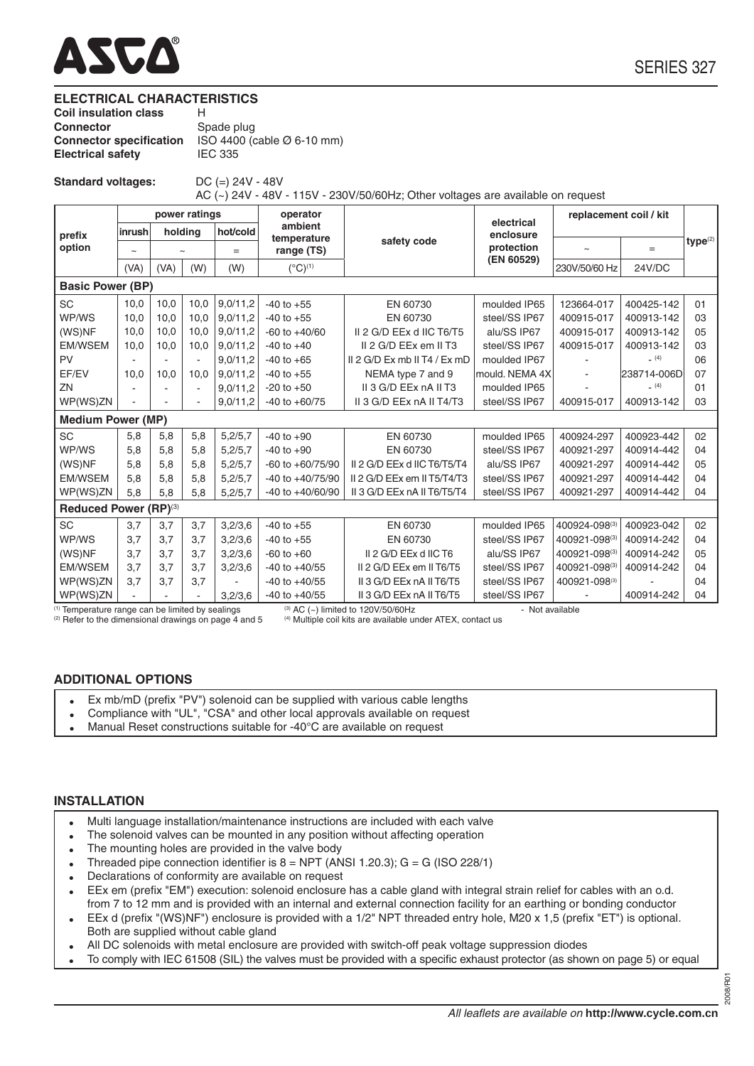## ELECTRICAL CHARACTERISTICS

**Coil insulation class** H
**Connector** Spade plug
**Connector specification** ISO 4400 (cable Ø 6-10 mm)
**Electrical safety** IEC 335

**Standard voltages:** DC (=) 24V - 48V
AC (~) 24V - 48V - 115V - 230V/50/60Hz; Other voltages are available on request

| prefix option | power ratings | | | | operator ambient temperature range (TS) | safety code | electrical enclosure protection (EN 60529) | replacement coil / kit | | type(2) |
|---|---|---|---|---|---|---|---|---|---|---|
| | inrush | holding | | hot/cold | | | | | | |
| | ~ | ~ | | = | | | | ~ | = | |
| | (VA) | (VA) | (W) | (W) | (°C)(1) | | | 230V/50/60 Hz | 24V/DC | |
| **Basic Power (BP)** | | | | | | | | | | |
| SC | 10,0 | 10,0 | 10,0 | 9,0/11,2 | -40 to +55 | EN 60730 | moulded IP65 | 123664-017 | 400425-142 | 01 |
| WP/WS | 10,0 | 10,0 | 10,0 | 9,0/11,2 | -40 to +55 | EN 60730 | steel/SS IP67 | 400915-017 | 400913-142 | 03 |
| (WS)NF | 10,0 | 10,0 | 10,0 | 9,0/11,2 | -60 to +40/60 | II 2 G/D EEx d IIC T6/T5 | alu/SS IP67 | 400915-017 | 400913-142 | 05 |
| EM/WSEM | 10,0 | 10,0 | 10,0 | 9,0/11,2 | -40 to +40 | II 2 G/D EEx em II T3 | steel/SS IP67 | 400915-017 | 400913-142 | 03 |
| PV | - | - | - | 9,0/11,2 | -40 to +65 | II 2 G/D Ex mb II T4 / Ex mD | moulded IP67 | - | - (4) | 06 |
| EF/EV | 10,0 | 10,0 | 10,0 | 9,0/11,2 | -40 to +55 | NEMA type 7 and 9 | mould. NEMA 4X | - | 238714-006D | 07 |
| ZN | - | - | - | 9,0/11,2 | -20 to +50 | II 3 G/D EEx nA II T3 | moulded IP65 | - | - (4) | 01 |
| WP(WS)ZN | - | - | - | 9,0/11,2 | -40 to +60/75 | II 3 G/D EEx nA II T4/T3 | steel/SS IP67 | 400915-017 | 400913-142 | 03 |
| **Medium Power (MP)** | | | | | | | | | | |
| SC | 5,8 | 5,8 | 5,8 | 5,2/5,7 | -40 to +90 | EN 60730 | moulded IP65 | 400924-297 | 400923-442 | 02 |
| WP/WS | 5,8 | 5,8 | 5,8 | 5,2/5,7 | -40 to +90 | EN 60730 | steel/SS IP67 | 400921-297 | 400914-442 | 04 |
| (WS)NF | 5,8 | 5,8 | 5,8 | 5,2/5,7 | -60 to +60/75/90 | II 2 G/D EEx d IIC T6/T5/T4 | alu/SS IP67 | 400921-297 | 400914-442 | 05 |
| EM/WSEM | 5,8 | 5,8 | 5,8 | 5,2/5,7 | -40 to +40/75/90 | II 2 G/D EEx em II T5/T4/T3 | steel/SS IP67 | 400921-297 | 400914-442 | 04 |
| WP(WS)ZN | 5,8 | 5,8 | 5,8 | 5,2/5,7 | -40 to +40/60/90 | II 3 G/D EEx nA II T6/T5/T4 | steel/SS IP67 | 400921-297 | 400914-442 | 04 |
| **Reduced Power (RP)(3)** | | | | | | | | | | |
| SC | 3,7 | 3,7 | 3,7 | 3,2/3,6 | -40 to +55 | EN 60730 | moulded IP65 | 400924-098(3) | 400923-042 | 02 |
| WP/WS | 3,7 | 3,7 | 3,7 | 3,2/3,6 | -40 to +55 | EN 60730 | steel/SS IP67 | 400921-098(3) | 400914-242 | 04 |
| (WS)NF | 3,7 | 3,7 | 3,7 | 3,2/3,6 | -60 to +60 | II 2 G/D EEx d IIC T6 | alu/SS IP67 | 400921-098(3) | 400914-242 | 05 |
| EM/WSEM | 3,7 | 3,7 | 3,7 | 3,2/3,6 | -40 to +40/55 | II 2 G/D EEx em II T6/T5 | steel/SS IP67 | 400921-098(3) | 400914-242 | 04 |
| WP(WS)ZN | 3,7 | 3,7 | 3,7 | - | -40 to +40/55 | II 3 G/D EEx nA II T6/T5 | steel/SS IP67 | 400921-098(3) | - | 04 |
| WP(WS)ZN | - | - | - | 3,2/3,6 | -40 to +40/55 | II 3 G/D EEx nA II T6/T5 | steel/SS IP67 | - | 400914-242 | 04 |

(1) Temperature range can be limited by sealings
(2) Refer to the dimensional drawings on page 4 and 5
(3) AC (~) limited to 120V/50/60Hz
(4) Multiple coil kits are available under ATEX, contact us
\- Not available

## ADDITIONAL OPTIONS

- Ex mb/mD (prefix "PV") solenoid can be supplied with various cable lengths
- Compliance with "UL", "CSA" and other local approvals available on request
- Manual Reset constructions suitable for -40°C are available on request

## INSTALLATION

- Multi language installation/maintenance instructions are included with each valve
- The solenoid valves can be mounted in any position without affecting operation
- The mounting holes are provided in the valve body
- Threaded pipe connection identifier is 8 = NPT (ANSI 1.20.3); G = G (ISO 228/1)
- Declarations of conformity are available on request
- EEx em (prefix "EM") execution: solenoid enclosure has a cable gland with integral strain relief for cables with an o.d. from 7 to 12 mm and is provided with an internal and external connection facility for an earthing or bonding conductor
- EEx d (prefix "(WS)NF") enclosure is provided with a 1/2" NPT threaded entry hole, M20 x 1,5 (prefix "ET") is optional. Both are supplied without cable gland
- All DC solenoids with metal enclosure are provided with switch-off peak voltage suppression diodes
- To comply with IEC 61508 (SIL) the valves must be provided with a specific exhaust protector (as shown on page 5) or equal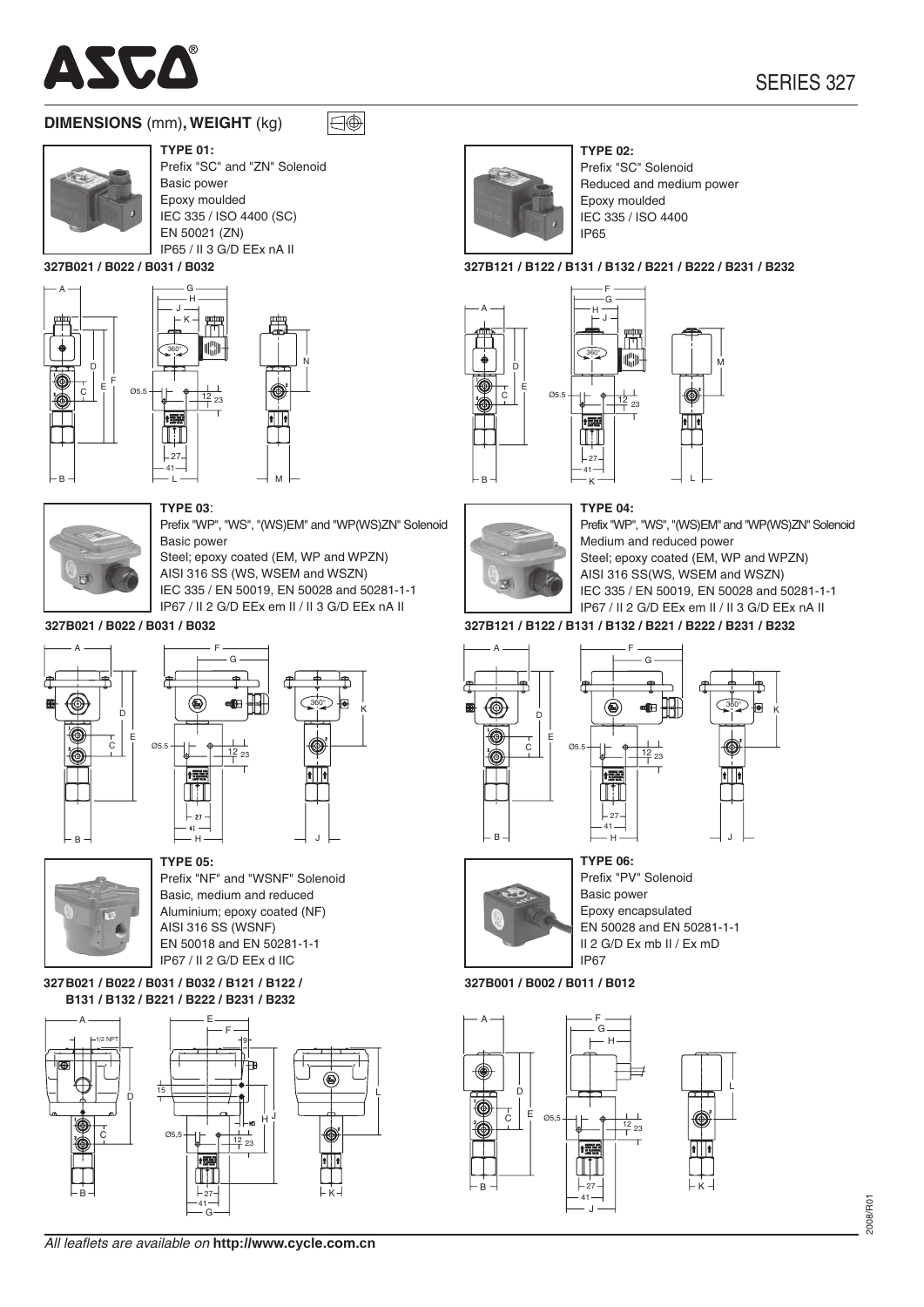## DIMENSIONS (mm), WEIGHT (kg)

### TYPE 01:
Prefix "SC" and "ZN" Solenoid
Basic power
Epoxy moulded
IEC 335 / ISO 4400 (SC)
EN 50021 (ZN)
IP65 / II 3 G/D EEx nA II

**327B021 / B022 / B031 / B032**

### TYPE 02:
Prefix "SC" Solenoid
Reduced and medium power
Epoxy moulded
IEC 335 / ISO 4400
IP65

**327B121 / B122 / B131 / B132 / B221 / B222 / B231 / B232**

### TYPE 03:
Prefix "WP", "WS", "(WS)EM" and "WP(WS)ZN" Solenoid
Basic power
Steel; epoxy coated (EM, WP and WPZN)
AISI 316 SS (WS, WSEM and WSZN)
IEC 335 / EN 50019, EN 50028 and 50281-1-1
IP67 / II 2 G/D EEx em II / II 3 G/D EEx nA II

**327B021 / B022 / B031 / B032**

### TYPE 04:
Prefix "WP", "WS", "(WS)EM" and "WP(WS)ZN" Solenoid
Medium and reduced power
Steel; epoxy coated (EM, WP and WPZN)
AISI 316 SS(WS, WSEM and WSZN)
IEC 335 / EN 50019, EN 50028 and 50281-1-1
IP67 / II 2 G/D EEx em II / II 3 G/D EEx nA II

**327B121 / B122 / B131 / B132 / B221 / B222 / B231 / B232**

### TYPE 05:
Prefix "NF" and "WSNF" Solenoid
Basic, medium and reduced
Aluminium; epoxy coated (NF)
AISI 316 SS (WSNF)
EN 50018 and EN 50281-1-1
IP67 / II 2 G/D EEx d IIC

**327B021 / B022 / B031 / B032 / B121 / B122 / B131 / B132 / B221 / B222 / B231 / B232**

### TYPE 06:
Prefix "PV" Solenoid
Basic power
Epoxy encapsulated
EN 50028 and EN 50281-1-1
II 2 G/D Ex mb II / Ex mD
IP67

**327B001 / B002 / B011 / B012**

*All leaflets are available on* **http://www.cycle.com.cn**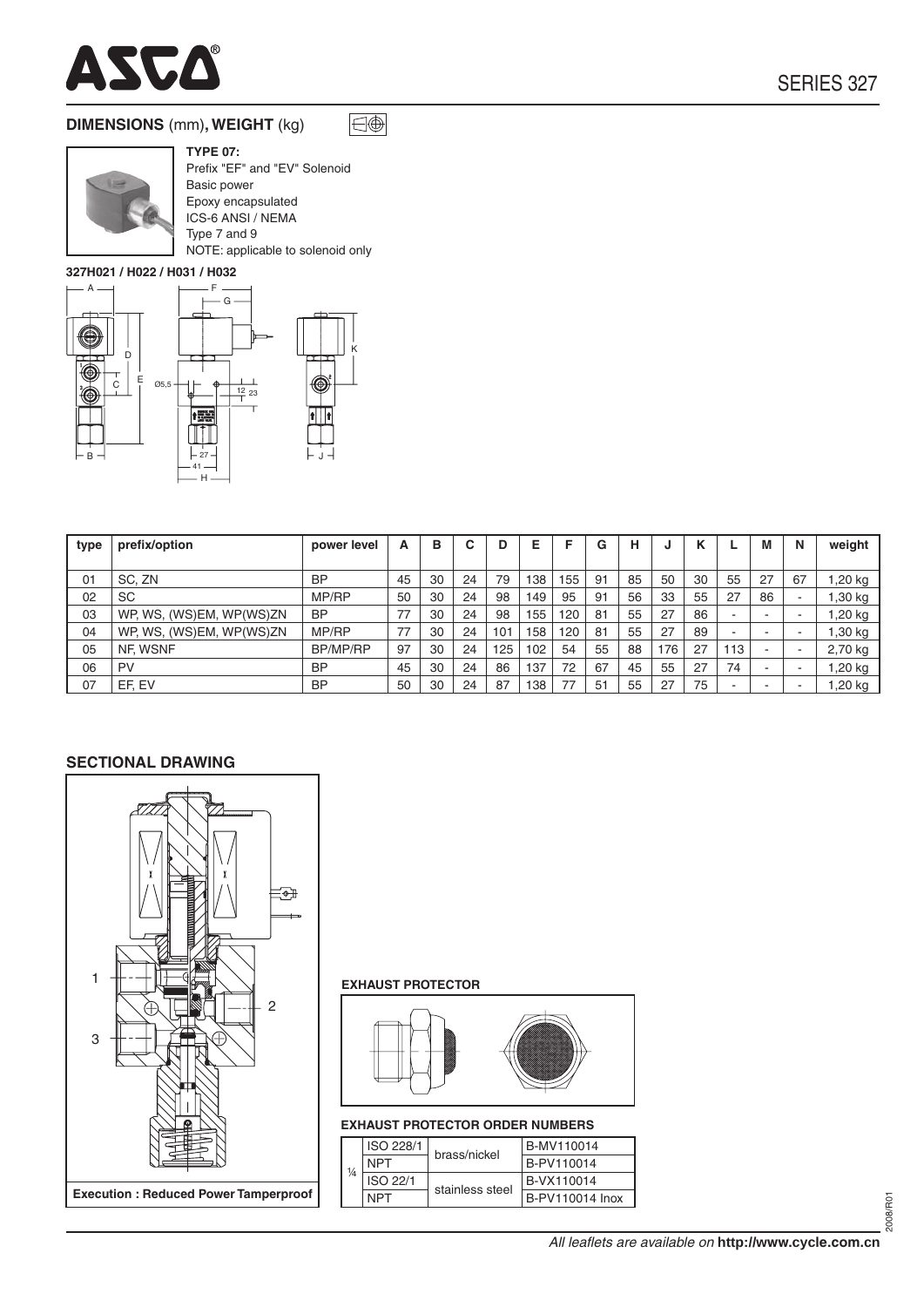# SERIES 327

## DIMENSIONS (mm), WEIGHT (kg)

**TYPE 07:**
Prefix "EF" and "EV" Solenoid
Basic power
Epoxy encapsulated
ICS-6 ANSI / NEMA
Type 7 and 9
NOTE: applicable to solenoid only

**327H021 / H022 / H031 / H032**

A
B
C
D
E
F
G
Ø5,5
12
23
27
41
H
K
J

| type | prefix/option | power level | A | B | C | D | E | F | G | H | J | K | L | M | N | weight |
|---|---|---|---|---|---|---|---|---|---|---|---|---|---|---|---|---|
| 01 | SC, ZN | BP | 45 | 30 | 24 | 79 | 138 | 155 | 91 | 85 | 50 | 30 | 55 | 27 | 67 | 1,20 kg |
| 02 | SC | MP/RP | 50 | 30 | 24 | 98 | 149 | 95 | 91 | 56 | 33 | 55 | 27 | 86 | - | 1,30 kg |
| 03 | WP, WS, (WS)EM, WP(WS)ZN | BP | 77 | 30 | 24 | 98 | 155 | 120 | 81 | 55 | 27 | 86 | - | - | - | 1,20 kg |
| 04 | WP, WS, (WS)EM, WP(WS)ZN | MP/RP | 77 | 30 | 24 | 101 | 158 | 120 | 81 | 55 | 27 | 89 | - | - | - | 1,30 kg |
| 05 | NF, WSNF | BP/MP/RP | 97 | 30 | 24 | 125 | 102 | 54 | 55 | 88 | 176 | 27 | 113 | - | - | 2,70 kg |
| 06 | PV | BP | 45 | 30 | 24 | 86 | 137 | 72 | 67 | 45 | 55 | 27 | 74 | - | - | 1,20 kg |
| 07 | EF, EV | BP | 50 | 30 | 24 | 87 | 138 | 77 | 51 | 55 | 27 | 75 | - | - | - | 1,20 kg |

## SECTIONAL DRAWING

1
2
3

**Execution : Reduced Power Tamperproof**

### EXHAUST PROTECTOR

### EXHAUST PROTECTOR ORDER NUMBERS

| | | | |
|---|---|---|---|
| ¼ | ISO 228/1 | brass/nickel | B-MV110014 |
| | NPT | | B-PV110014 |
| | ISO 22/1 | stainless steel | B-VX110014 |
| | NPT | | B-PV110014 Inox |

2008/R01

*All leaflets are available on* **http://www.cycle.com.cn**